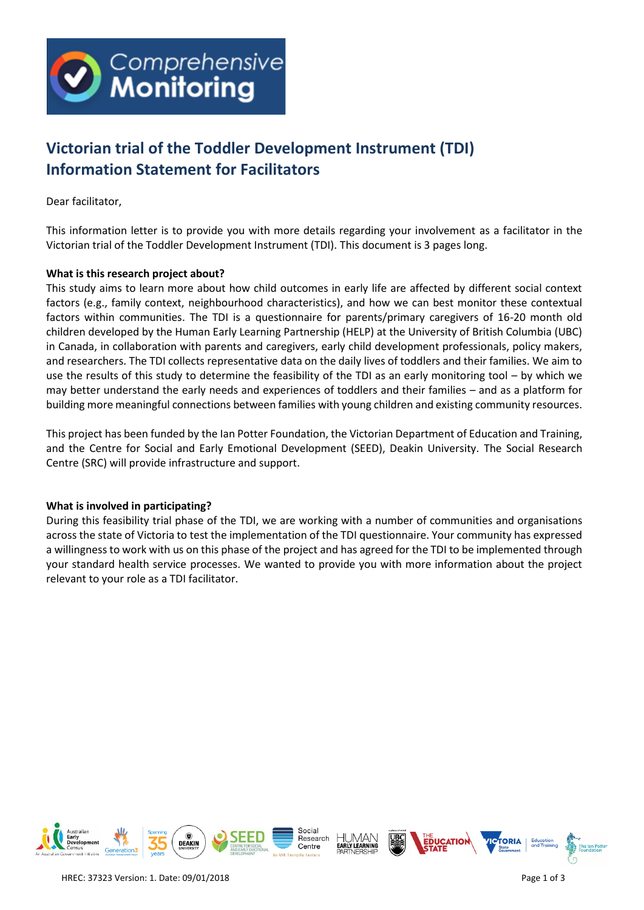# Victorian trial of the Toddler Development Instrument (TDI)
# Information Statement for Facilitators

Dear facilitator,

This information letter is to provide you with more details regarding your involvement as a facilitator in the Victorian trial of the Toddler Development Instrument (TDI). This document is 3 pages long.

**What is this research project about?**

This study aims to learn more about how child outcomes in early life are affected by different social context factors (e.g., family context, neighbourhood characteristics), and how we can best monitor these contextual factors within communities. The TDI is a questionnaire for parents/primary caregivers of 16-20 month old children developed by the Human Early Learning Partnership (HELP) at the University of British Columbia (UBC) in Canada, in collaboration with parents and caregivers, early child development professionals, policy makers, and researchers. The TDI collects representative data on the daily lives of toddlers and their families. We aim to use the results of this study to determine the feasibility of the TDI as an early monitoring tool – by which we may better understand the early needs and experiences of toddlers and their families – and as a platform for building more meaningful connections between families with young children and existing community resources.

This project has been funded by the Ian Potter Foundation, the Victorian Department of Education and Training, and the Centre for Social and Early Emotional Development (SEED), Deakin University. The Social Research Centre (SRC) will provide infrastructure and support.

**What is involved in participating?**

During this feasibility trial phase of the TDI, we are working with a number of communities and organisations across the state of Victoria to test the implementation of the TDI questionnaire. Your community has expressed a willingness to work with us on this phase of the project and has agreed for the TDI to be implemented through your standard health service processes. We wanted to provide you with more information about the project relevant to your role as a TDI facilitator.

HREC: 37323 Version: 1. Date: 09/01/2018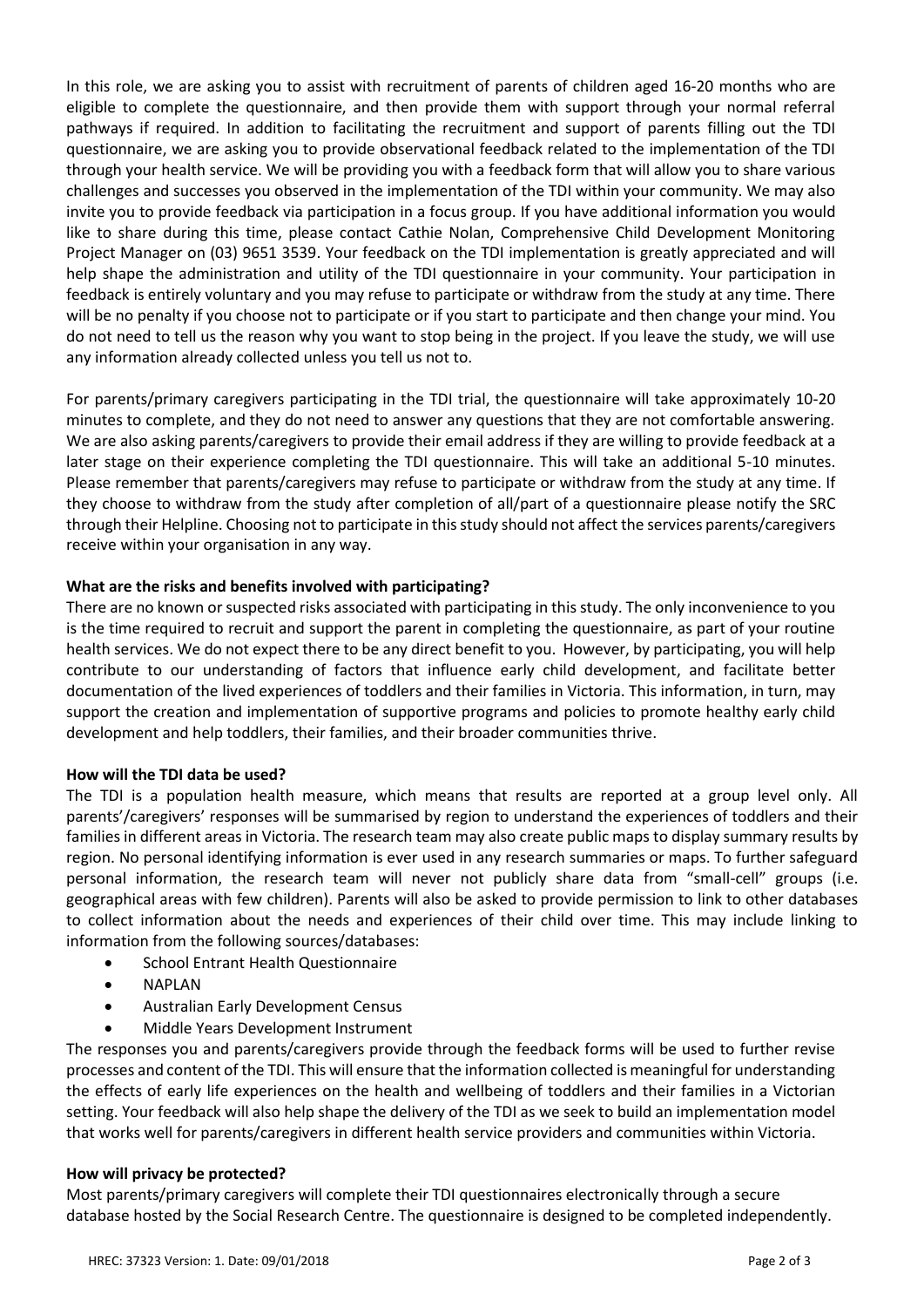In this role, we are asking you to assist with recruitment of parents of children aged 16-20 months who are eligible to complete the questionnaire, and then provide them with support through your normal referral pathways if required. In addition to facilitating the recruitment and support of parents filling out the TDI questionnaire, we are asking you to provide observational feedback related to the implementation of the TDI through your health service. We will be providing you with a feedback form that will allow you to share various challenges and successes you observed in the implementation of the TDI within your community. We may also invite you to provide feedback via participation in a focus group. If you have additional information you would like to share during this time, please contact Cathie Nolan, Comprehensive Child Development Monitoring Project Manager on (03) 9651 3539. Your feedback on the TDI implementation is greatly appreciated and will help shape the administration and utility of the TDI questionnaire in your community. Your participation in feedback is entirely voluntary and you may refuse to participate or withdraw from the study at any time. There will be no penalty if you choose not to participate or if you start to participate and then change your mind. You do not need to tell us the reason why you want to stop being in the project. If you leave the study, we will use any information already collected unless you tell us not to.

For parents/primary caregivers participating in the TDI trial, the questionnaire will take approximately 10-20 minutes to complete, and they do not need to answer any questions that they are not comfortable answering. We are also asking parents/caregivers to provide their email address if they are willing to provide feedback at a later stage on their experience completing the TDI questionnaire. This will take an additional 5-10 minutes. Please remember that parents/caregivers may refuse to participate or withdraw from the study at any time. If they choose to withdraw from the study after completion of all/part of a questionnaire please notify the SRC through their Helpline. Choosing not to participate in this study should not affect the services parents/caregivers receive within your organisation in any way.

**What are the risks and benefits involved with participating?**

There are no known or suspected risks associated with participating in this study. The only inconvenience to you is the time required to recruit and support the parent in completing the questionnaire, as part of your routine health services. We do not expect there to be any direct benefit to you. However, by participating, you will help contribute to our understanding of factors that influence early child development, and facilitate better documentation of the lived experiences of toddlers and their families in Victoria. This information, in turn, may support the creation and implementation of supportive programs and policies to promote healthy early child development and help toddlers, their families, and their broader communities thrive.

**How will the TDI data be used?**

The TDI is a population health measure, which means that results are reported at a group level only. All parents'/caregivers' responses will be summarised by region to understand the experiences of toddlers and their families in different areas in Victoria. The research team may also create public maps to display summary results by region. No personal identifying information is ever used in any research summaries or maps. To further safeguard personal information, the research team will never not publicly share data from "small-cell" groups (i.e. geographical areas with few children). Parents will also be asked to provide permission to link to other databases to collect information about the needs and experiences of their child over time. This may include linking to information from the following sources/databases:

- School Entrant Health Questionnaire
- NAPLAN
- Australian Early Development Census
- Middle Years Development Instrument

The responses you and parents/caregivers provide through the feedback forms will be used to further revise processes and content of the TDI. This will ensure that the information collected is meaningful for understanding the effects of early life experiences on the health and wellbeing of toddlers and their families in a Victorian setting. Your feedback will also help shape the delivery of the TDI as we seek to build an implementation model that works well for parents/caregivers in different health service providers and communities within Victoria.

**How will privacy be protected?**

Most parents/primary caregivers will complete their TDI questionnaires electronically through a secure database hosted by the Social Research Centre. The questionnaire is designed to be completed independently.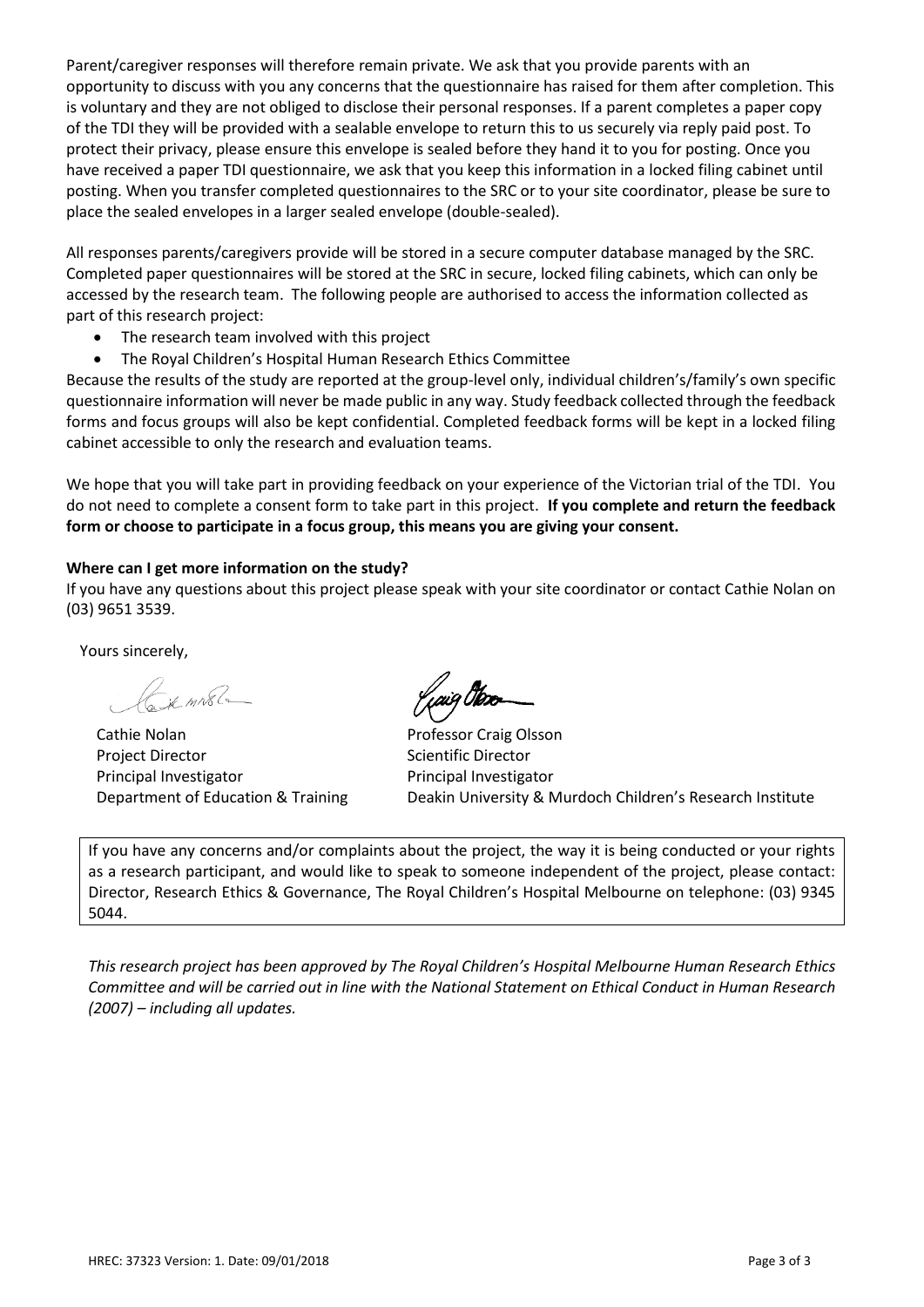Parent/caregiver responses will therefore remain private. We ask that you provide parents with an opportunity to discuss with you any concerns that the questionnaire has raised for them after completion. This is voluntary and they are not obliged to disclose their personal responses. If a parent completes a paper copy of the TDI they will be provided with a sealable envelope to return this to us securely via reply paid post. To protect their privacy, please ensure this envelope is sealed before they hand it to you for posting. Once you have received a paper TDI questionnaire, we ask that you keep this information in a locked filing cabinet until posting. When you transfer completed questionnaires to the SRC or to your site coordinator, please be sure to place the sealed envelopes in a larger sealed envelope (double-sealed).

All responses parents/caregivers provide will be stored in a secure computer database managed by the SRC. Completed paper questionnaires will be stored at the SRC in secure, locked filing cabinets, which can only be accessed by the research team. The following people are authorised to access the information collected as part of this research project:

- The research team involved with this project
- The Royal Children's Hospital Human Research Ethics Committee

Because the results of the study are reported at the group-level only, individual children's/family's own specific questionnaire information will never be made public in any way. Study feedback collected through the feedback forms and focus groups will also be kept confidential. Completed feedback forms will be kept in a locked filing cabinet accessible to only the research and evaluation teams.

We hope that you will take part in providing feedback on your experience of the Victorian trial of the TDI. You do not need to complete a consent form to take part in this project. **If you complete and return the feedback form or choose to participate in a focus group, this means you are giving your consent.**

**Where can I get more information on the study?**

If you have any questions about this project please speak with your site coordinator or contact Cathie Nolan on (03) 9651 3539.

Yours sincerely,

Cathie Nolan
Project Director
Principal Investigator
Department of Education & Training

Professor Craig Olsson
Scientific Director
Principal Investigator
Deakin University & Murdoch Children's Research Institute

If you have any concerns and/or complaints about the project, the way it is being conducted or your rights as a research participant, and would like to speak to someone independent of the project, please contact: Director, Research Ethics & Governance, The Royal Children's Hospital Melbourne on telephone: (03) 9345 5044.

*This research project has been approved by The Royal Children's Hospital Melbourne Human Research Ethics Committee and will be carried out in line with the National Statement on Ethical Conduct in Human Research (2007) – including all updates.*

HREC: 37323 Version: 1. Date: 09/01/2018